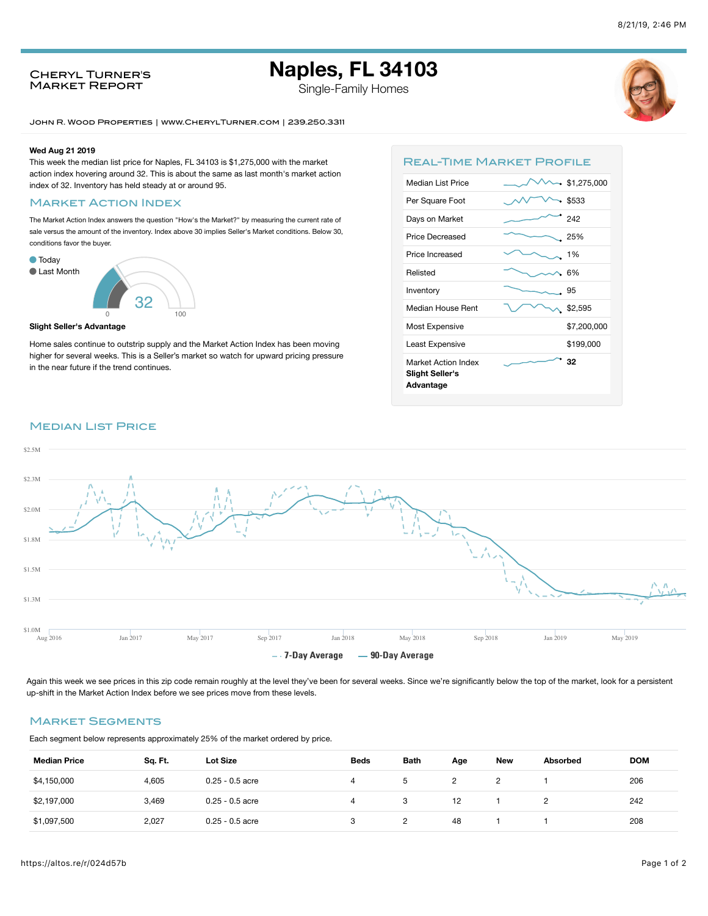Cheryl Turner's Market Report

# Naples, FL 34103

Single-Family Homes

John R. Wood Properties | www.CherylTurner.com | 239.250.3311

**Wed Aug 21 2019**

This week the median list price for Naples, FL 34103 is $1,275,000 with the market action index hovering around 32. This is about the same as last month's market action index of 32. Inventory has held steady at or around 95.

## Market Action Index

The Market Action Index answers the question "How's the Market?" by measuring the current rate of sale versus the amount of the inventory. Index above 30 implies Seller's Market conditions. Below 30, conditions favor the buyer.

- Today
- Last Month

32

0 100

**Slight Seller's Advantage**

Home sales continue to outstrip supply and the Market Action Index has been moving higher for several weeks. This is a Seller's market so watch for upward pricing pressure in the near future if the trend continues.

## Real-Time Market Profile

| | |
|---|---|
| Median List Price | $1,275,000 |
| Per Square Foot | $533 |
| Days on Market | 242 |
| Price Decreased | 25% |
| Price Increased | 1% |
| Relisted | 6% |
| Inventory | 95 |
| Median House Rent | $2,595 |
| Most Expensive | $7,200,000 |
| Least Expensive | $199,000 |
| Market Action Index **Slight Seller's Advantage** | 32 |

## Median List Price

$2.5M, $2.3M, $2.0M, $1.8M, $1.5M, $1.3M, $1.0M

Aug 2016, Jan 2017, May 2017, Sep 2017, Jan 2018, May 2018, Sep 2018, Jan 2019, May 2019

7-Day Average — 90-Day Average

Again this week we see prices in this zip code remain roughly at the level they've been for several weeks. Since we're significantly below the top of the market, look for a persistent up-shift in the Market Action Index before we see prices move from these levels.

## Market Segments

Each segment below represents approximately 25% of the market ordered by price.

| Median Price | Sq. Ft. | Lot Size | Beds | Bath | Age | New | Absorbed | DOM |
|---|---|---|---|---|---|---|---|---|
| $4,150,000 | 4,605 | 0.25 - 0.5 acre | 4 | 5 | 2 | 2 | 1 | 206 |
| $2,197,000 | 3,469 | 0.25 - 0.5 acre | 4 | 3 | 12 | 1 | 2 | 242 |
| $1,097,500 | 2,027 | 0.25 - 0.5 acre | 3 | 2 | 48 | 1 | 1 | 208 |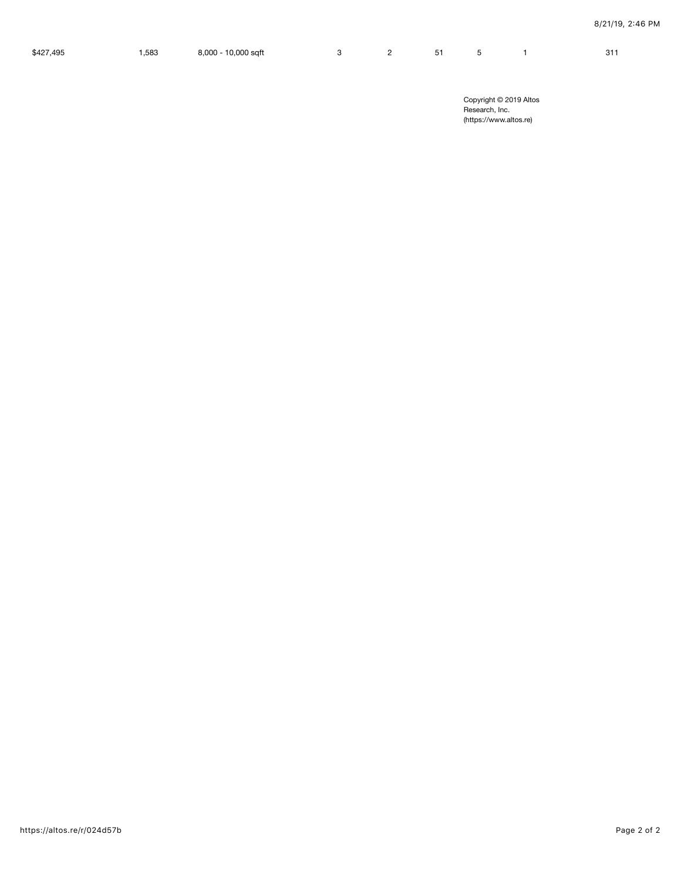| | | | | | | | | |
|---|---|---|---|---|---|---|---|---|
| $427,495 | 1,583 | 8,000 - 10,000 sqft | 3 | 2 | 51 | 5 | 1 | 311 |

Copyright © 2019 Altos Research, Inc. (https://www.altos.re)